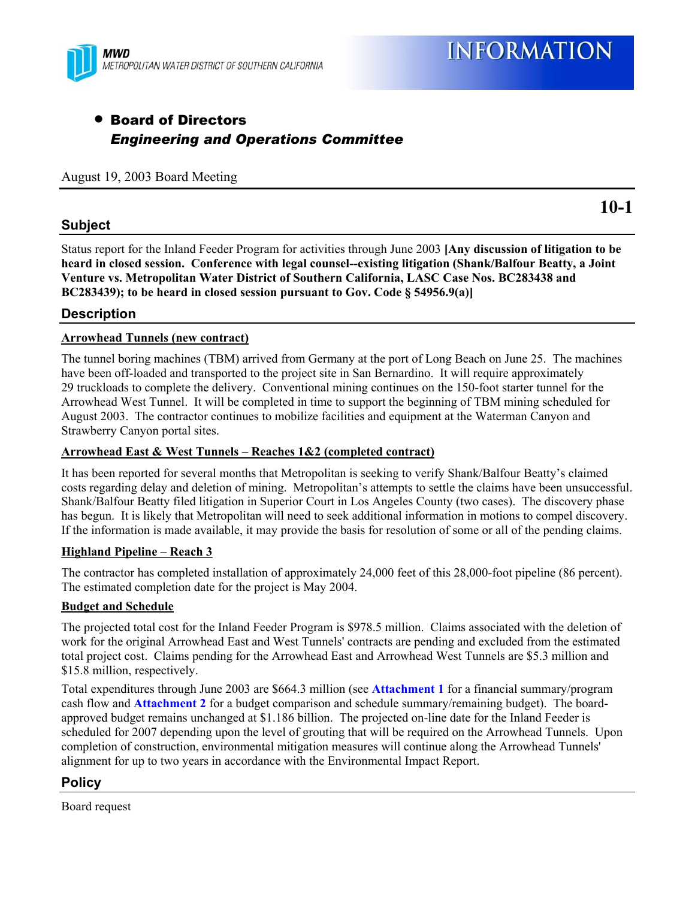MWD
METROPOLITAN WATER DISTRICT OF SOUTHERN CALIFORNIA

INFORMATION

- **Board of Directors**
  ***Engineering and Operations Committee***

August 19, 2003 Board Meeting

**10-1**

## Subject

Status report for the Inland Feeder Program for activities through June 2003 **[Any discussion of litigation to be heard in closed session. Conference with legal counsel--existing litigation (Shank/Balfour Beatty, a Joint Venture vs. Metropolitan Water District of Southern California, LASC Case Nos. BC283438 and BC283439); to be heard in closed session pursuant to Gov. Code § 54956.9(a)]**

## Description

**Arrowhead Tunnels (new contract)**

The tunnel boring machines (TBM) arrived from Germany at the port of Long Beach on June 25. The machines have been off-loaded and transported to the project site in San Bernardino. It will require approximately 29 truckloads to complete the delivery. Conventional mining continues on the 150-foot starter tunnel for the Arrowhead West Tunnel. It will be completed in time to support the beginning of TBM mining scheduled for August 2003. The contractor continues to mobilize facilities and equipment at the Waterman Canyon and Strawberry Canyon portal sites.

**Arrowhead East & West Tunnels – Reaches 1&2 (completed contract)**

It has been reported for several months that Metropolitan is seeking to verify Shank/Balfour Beatty's claimed costs regarding delay and deletion of mining. Metropolitan's attempts to settle the claims have been unsuccessful. Shank/Balfour Beatty filed litigation in Superior Court in Los Angeles County (two cases). The discovery phase has begun. It is likely that Metropolitan will need to seek additional information in motions to compel discovery. If the information is made available, it may provide the basis for resolution of some or all of the pending claims.

**Highland Pipeline – Reach 3**

The contractor has completed installation of approximately 24,000 feet of this 28,000-foot pipeline (86 percent). The estimated completion date for the project is May 2004.

**Budget and Schedule**

The projected total cost for the Inland Feeder Program is $978.5 million. Claims associated with the deletion of work for the original Arrowhead East and West Tunnels' contracts are pending and excluded from the estimated total project cost. Claims pending for the Arrowhead East and Arrowhead West Tunnels are $5.3 million and $15.8 million, respectively.

Total expenditures through June 2003 are $664.3 million (see **Attachment 1** for a financial summary/program cash flow and **Attachment 2** for a budget comparison and schedule summary/remaining budget). The board-approved budget remains unchanged at $1.186 billion. The projected on-line date for the Inland Feeder is scheduled for 2007 depending upon the level of grouting that will be required on the Arrowhead Tunnels. Upon completion of construction, environmental mitigation measures will continue along the Arrowhead Tunnels' alignment for up to two years in accordance with the Environmental Impact Report.

## Policy

Board request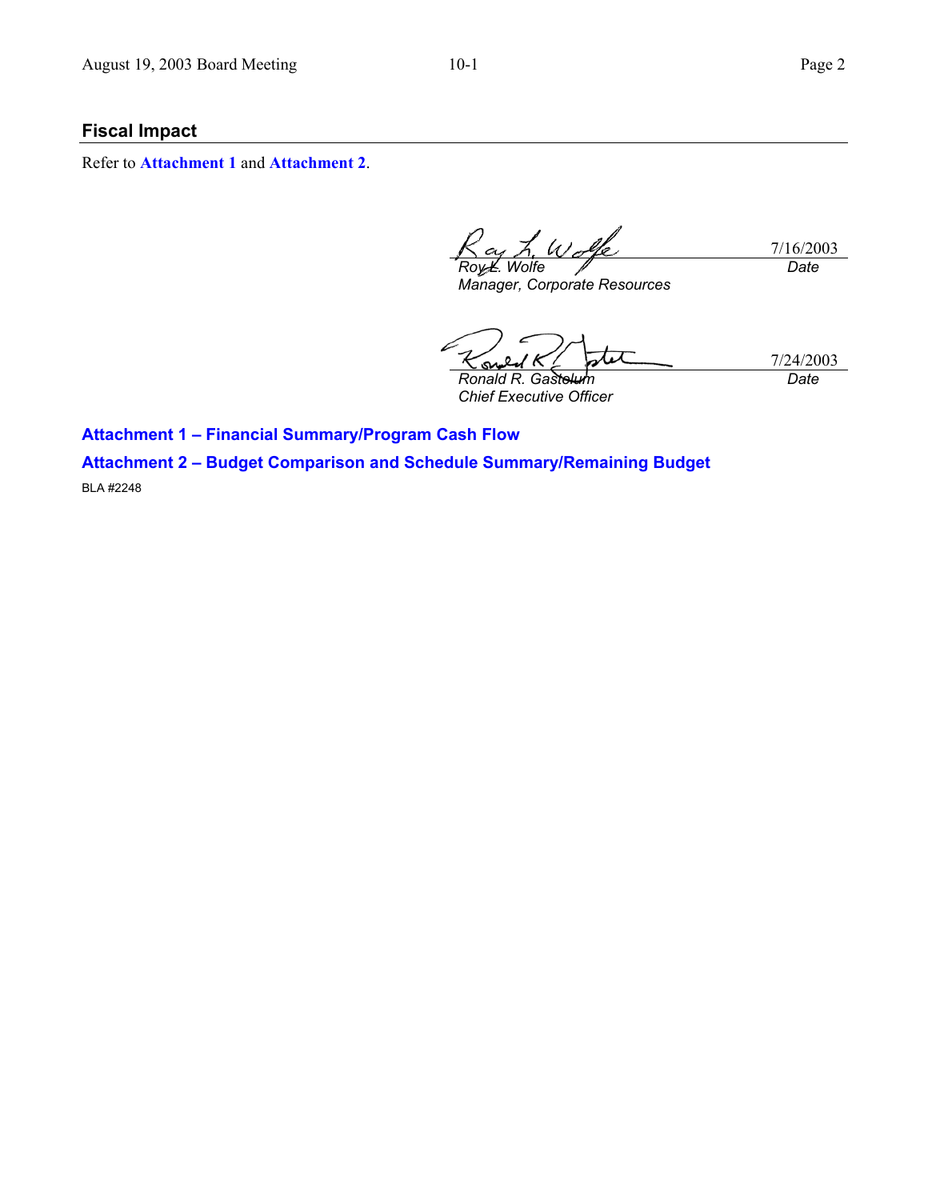## Fiscal Impact

Refer to **Attachment 1** and **Attachment 2**.

| | |
|---|---|
| *Roy L. Wolfe* | 7/16/2003 |
| *Manager, Corporate Resources* | *Date* |

| | |
|---|---|
| *Ronald R. Gastelum* | 7/24/2003 |
| *Chief Executive Officer* | *Date* |

**Attachment 1 – Financial Summary/Program Cash Flow**

**Attachment 2 – Budget Comparison and Schedule Summary/Remaining Budget**

BLA #2248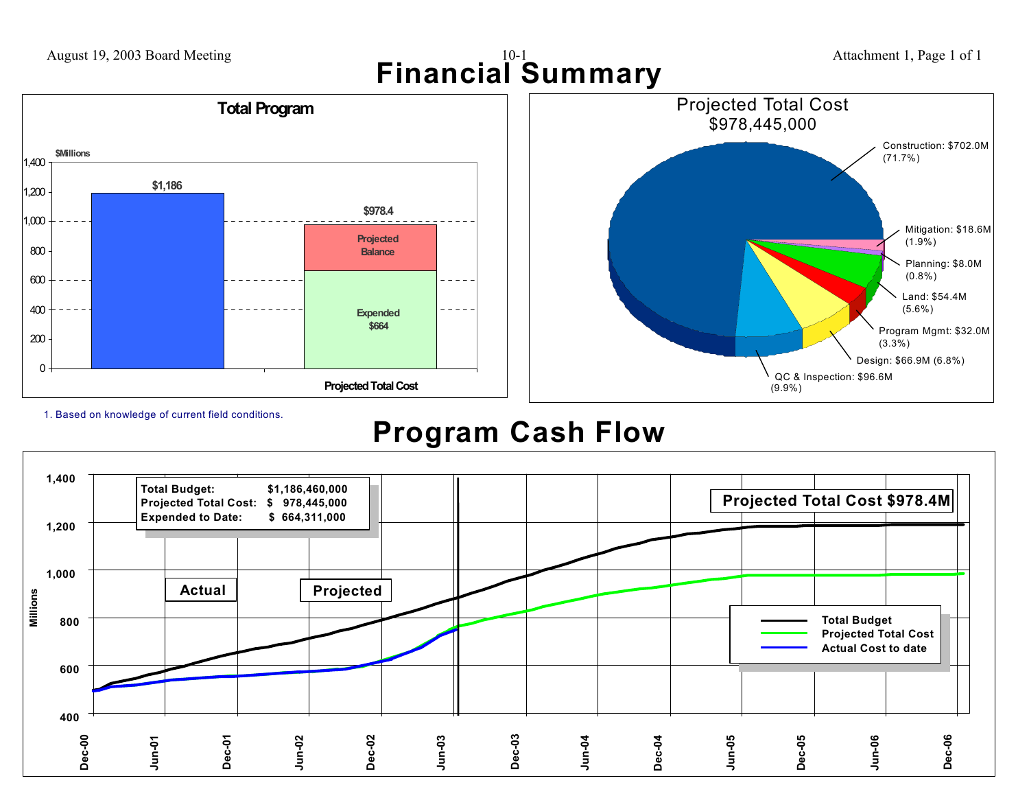# Financial Summary

## Total Program

$Millions

| | Amount ($Millions) |
|---|---|
| Total Budget | $1,186 |
| Projected Total Cost | $978.4 |
| Expended | $664 |
| Projected Balance | |

## Projected Total Cost $978,445,000

| Category | Amount | Percent |
|---|---|---|
| Construction | $702.0M | 71.7% |
| Mitigation | $18.6M | 1.9% |
| Planning | $8.0M | 0.8% |
| Land | $54.4M | 5.6% |
| Program Mgmt | $32.0M | 3.3% |
| Design | $66.9M | 6.8% |
| QC & Inspection | $96.6M | 9.9% |

1. Based on knowledge of current field conditions.

# Program Cash Flow

| | |
|---|---|
| Total Budget: | $1,186,460,000 |
| Projected Total Cost: | $ 978,445,000 |
| Expended to Date: | $ 664,311,000 |

Projected Total Cost $978.4M

Actual | Projected

Legend: Total Budget; Projected Total Cost; Actual Cost to date

Millions (400 – 1,400); Dec-00 through Dec-06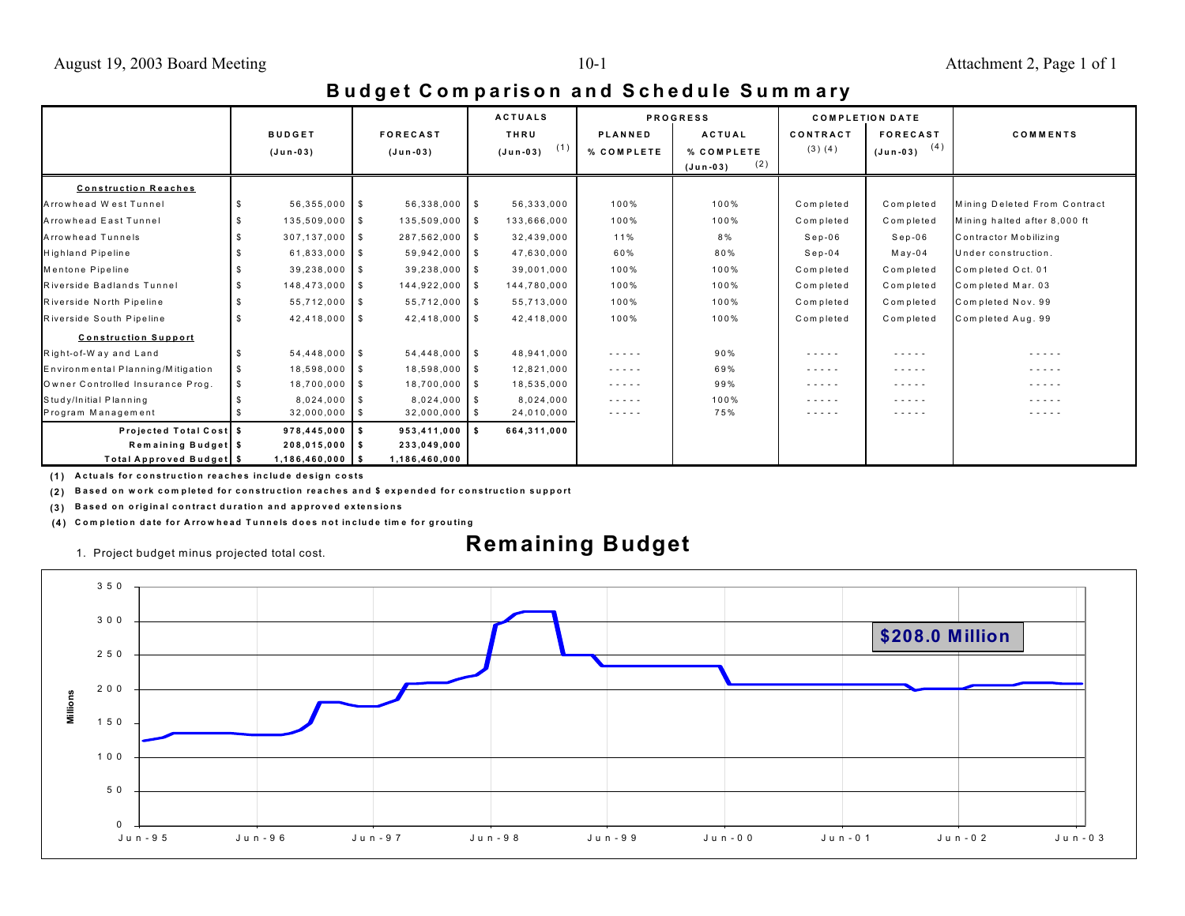# Budget Comparison and Schedule Summary

| | BUDGET (Jun-03) | FORECAST (Jun-03) | ACTUALS THRU (Jun-03) (1) | PROGRESS | | COMPLETION DATE | | COMMENTS |
|---|---|---|---|---|---|---|---|---|
| | | | | PLANNED % COMPLETE | ACTUAL % COMPLETE (Jun-03) (2) | CONTRACT (3) (4) | FORECAST (Jun-03) (4) | |
| **Construction Reaches** | | | | | | | | |
| Arrowhead West Tunnel | $ 56,355,000 | $ 56,338,000 | $ 56,333,000 | 100% | 100% | Completed | Completed | Mining Deleted From Contract |
| Arrowhead East Tunnel | $ 135,509,000 | $ 135,509,000 | $ 133,666,000 | 100% | 100% | Completed | Completed | Mining halted after 8,000 ft |
| Arrowhead Tunnels | $ 307,137,000 | $ 287,562,000 | $ 32,439,000 | 11% | 8% | Sep-06 | Sep-06 | Contractor Mobilizing |
| Highland Pipeline | $ 61,833,000 | $ 59,942,000 | $ 47,630,000 | 60% | 80% | Sep-04 | May-04 | Under construction. |
| Mentone Pipeline | $ 39,238,000 | $ 39,238,000 | $ 39,001,000 | 100% | 100% | Completed | Completed | Completed Oct. 01 |
| Riverside Badlands Tunnel | $ 148,473,000 | $ 144,922,000 | $ 144,780,000 | 100% | 100% | Completed | Completed | Completed Mar. 03 |
| Riverside North Pipeline | $ 55,712,000 | $ 55,712,000 | $ 55,713,000 | 100% | 100% | Completed | Completed | Completed Nov. 99 |
| Riverside South Pipeline | $ 42,418,000 | $ 42,418,000 | $ 42,418,000 | 100% | 100% | Completed | Completed | Completed Aug. 99 |
| **Construction Support** | | | | | | | | |
| Right-of-Way and Land | $ 54,448,000 | $ 54,448,000 | $ 48,941,000 | ----- | 90% | ----- | ----- | ----- |
| Environmental Planning/Mitigation | $ 18,598,000 | $ 18,598,000 | $ 12,821,000 | ----- | 69% | ----- | ----- | ----- |
| Owner Controlled Insurance Prog. | $ 18,700,000 | $ 18,700,000 | $ 18,535,000 | ----- | 99% | ----- | ----- | ----- |
| Study/Initial Planning | $ 8,024,000 | $ 8,024,000 | $ 8,024,000 | ----- | 100% | ----- | ----- | ----- |
| Program Management | $ 32,000,000 | $ 32,000,000 | $ 24,010,000 | ----- | 75% | ----- | ----- | ----- |
| **Projected Total Cost** | **$ 978,445,000** | **$ 953,411,000** | **$ 664,311,000** | | | | | |
| **Remaining Budget** | **$ 208,015,000** | **$ 233,049,000** | | | | | | |
| **Total Approved Budget** | **$ 1,186,460,000** | **$ 1,186,460,000** | | | | | | |

**(1) Actuals for construction reaches include design costs**

**(2) Based on work completed for construction reaches and $ expended for construction support**

**(3) Based on original contract duration and approved extensions**

**(4) Completion date for Arrowhead Tunnels does not include time for grouting**

1. Project budget minus projected total cost.

## Remaining Budget

$208.0 Million

Millions

350
300
250
200
150
100
50
0

Jun-95 Jun-96 Jun-97 Jun-98 Jun-99 Jun-00 Jun-01 Jun-02 Jun-03